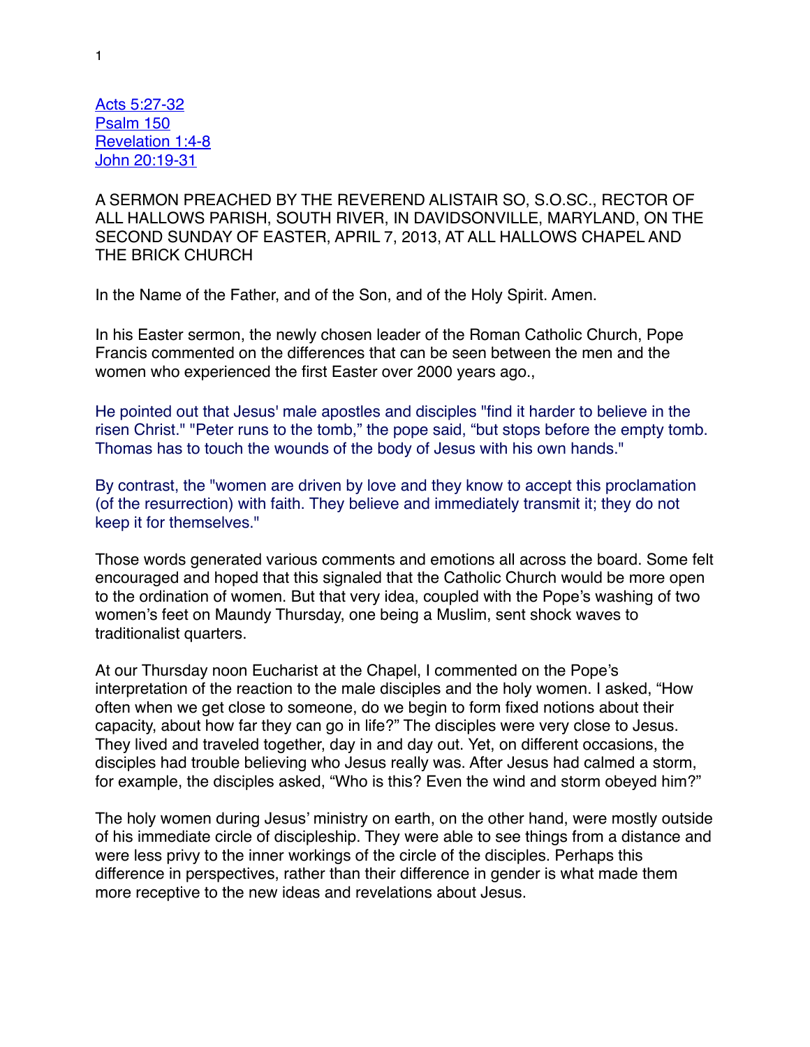[Acts 5:27-32](#)
[Psalm 150](#)
[Revelation 1:4-8](#)
[John 20:19-31](#)

A SERMON PREACHED BY THE REVEREND ALISTAIR SO, S.O.SC., RECTOR OF ALL HALLOWS PARISH, SOUTH RIVER, IN DAVIDSONVILLE, MARYLAND, ON THE SECOND SUNDAY OF EASTER, APRIL 7, 2013, AT ALL HALLOWS CHAPEL AND THE BRICK CHURCH

In the Name of the Father, and of the Son, and of the Holy Spirit. Amen.

In his Easter sermon, the newly chosen leader of the Roman Catholic Church, Pope Francis commented on the differences that can be seen between the men and the women who experienced the first Easter over 2000 years ago.,

He pointed out that Jesus' male apostles and disciples "find it harder to believe in the risen Christ." "Peter runs to the tomb," the pope said, "but stops before the empty tomb. Thomas has to touch the wounds of the body of Jesus with his own hands."

By contrast, the "women are driven by love and they know to accept this proclamation (of the resurrection) with faith. They believe and immediately transmit it; they do not keep it for themselves."

Those words generated various comments and emotions all across the board. Some felt encouraged and hoped that this signaled that the Catholic Church would be more open to the ordination of women. But that very idea, coupled with the Pope's washing of two women's feet on Maundy Thursday, one being a Muslim, sent shock waves to traditionalist quarters.

At our Thursday noon Eucharist at the Chapel, I commented on the Pope's interpretation of the reaction to the male disciples and the holy women. I asked, "How often when we get close to someone, do we begin to form fixed notions about their capacity, about how far they can go in life?" The disciples were very close to Jesus. They lived and traveled together, day in and day out. Yet, on different occasions, the disciples had trouble believing who Jesus really was. After Jesus had calmed a storm, for example, the disciples asked, "Who is this? Even the wind and storm obeyed him?"

The holy women during Jesus' ministry on earth, on the other hand, were mostly outside of his immediate circle of discipleship. They were able to see things from a distance and were less privy to the inner workings of the circle of the disciples. Perhaps this difference in perspectives, rather than their difference in gender is what made them more receptive to the new ideas and revelations about Jesus.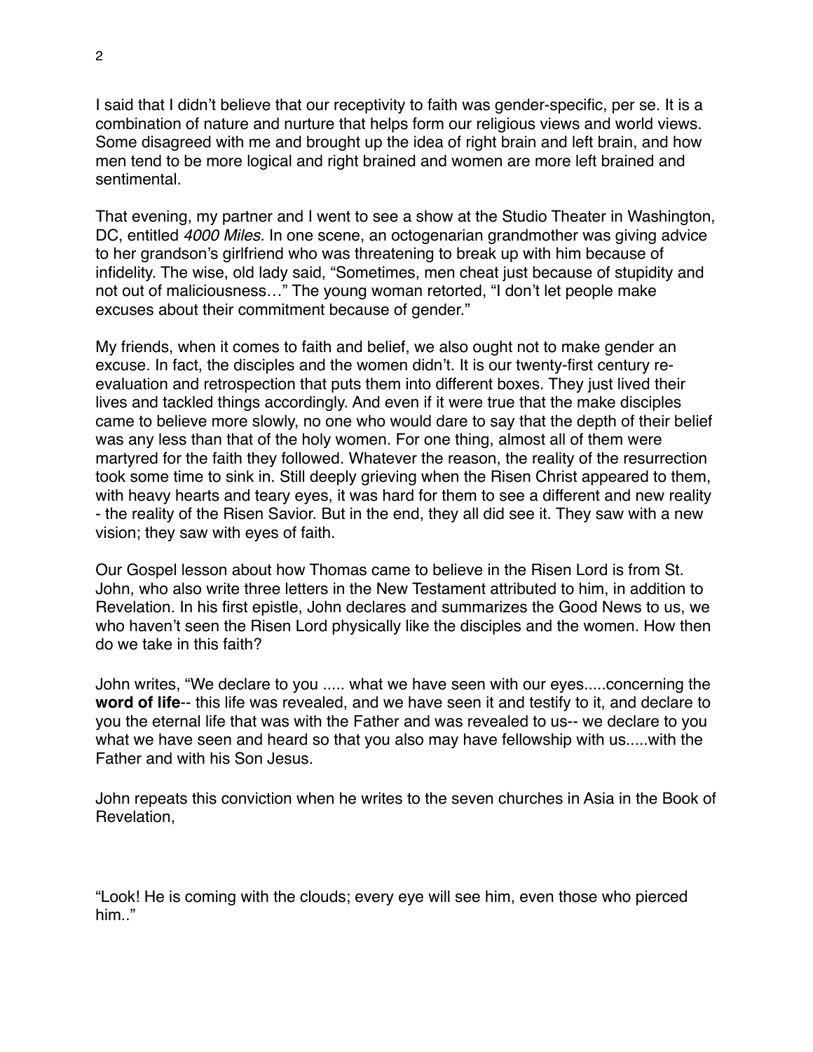I said that I didn't believe that our receptivity to faith was gender-specific, per se. It is a combination of nature and nurture that helps form our religious views and world views. Some disagreed with me and brought up the idea of right brain and left brain, and how men tend to be more logical and right brained and women are more left brained and sentimental.

That evening, my partner and I went to see a show at the Studio Theater in Washington, DC, entitled *4000 Miles.* In one scene, an octogenarian grandmother was giving advice to her grandson's girlfriend who was threatening to break up with him because of infidelity. The wise, old lady said, "Sometimes, men cheat just because of stupidity and not out of maliciousness…" The young woman retorted, "I don't let people make excuses about their commitment because of gender."

My friends, when it comes to faith and belief, we also ought not to make gender an excuse. In fact, the disciples and the women didn't. It is our twenty-first century re-evaluation and retrospection that puts them into different boxes. They just lived their lives and tackled things accordingly. And even if it were true that the make disciples came to believe more slowly, no one who would dare to say that the depth of their belief was any less than that of the holy women. For one thing, almost all of them were martyred for the faith they followed. Whatever the reason, the reality of the resurrection took some time to sink in. Still deeply grieving when the Risen Christ appeared to them, with heavy hearts and teary eyes, it was hard for them to see a different and new reality - the reality of the Risen Savior. But in the end, they all did see it. They saw with a new vision; they saw with eyes of faith.

Our Gospel lesson about how Thomas came to believe in the Risen Lord is from St. John, who also write three letters in the New Testament attributed to him, in addition to Revelation. In his first epistle, John declares and summarizes the Good News to us, we who haven't seen the Risen Lord physically like the disciples and the women. How then do we take in this faith?

John writes, "We declare to you ..... what we have seen with our eyes.....concerning the **word of life**-- this life was revealed, and we have seen it and testify to it, and declare to you the eternal life that was with the Father and was revealed to us-- we declare to you what we have seen and heard so that you also may have fellowship with us.....with the Father and with his Son Jesus.

John repeats this conviction when he writes to the seven churches in Asia in the Book of Revelation,

"Look! He is coming with the clouds; every eye will see him, even those who pierced him.."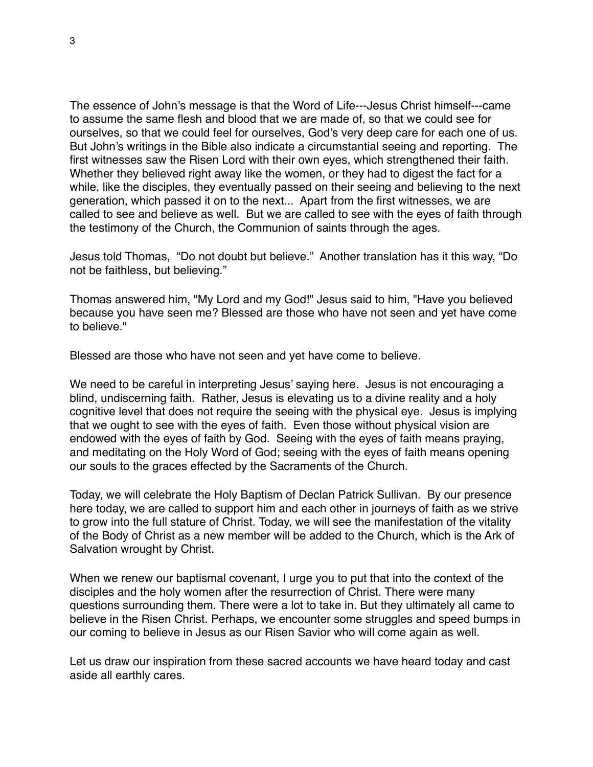The essence of John's message is that the Word of Life---Jesus Christ himself---came to assume the same flesh and blood that we are made of, so that we could see for ourselves, so that we could feel for ourselves, God's very deep care for each one of us. But John's writings in the Bible also indicate a circumstantial seeing and reporting. The first witnesses saw the Risen Lord with their own eyes, which strengthened their faith. Whether they believed right away like the women, or they had to digest the fact for a while, like the disciples, they eventually passed on their seeing and believing to the next generation, which passed it on to the next... Apart from the first witnesses, we are called to see and believe as well. But we are called to see with the eyes of faith through the testimony of the Church, the Communion of saints through the ages.

Jesus told Thomas, "Do not doubt but believe." Another translation has it this way, "Do not be faithless, but believing."

Thomas answered him, "My Lord and my God!" Jesus said to him, "Have you believed because you have seen me? Blessed are those who have not seen and yet have come to believe."

Blessed are those who have not seen and yet have come to believe.

We need to be careful in interpreting Jesus' saying here. Jesus is not encouraging a blind, undiscerning faith. Rather, Jesus is elevating us to a divine reality and a holy cognitive level that does not require the seeing with the physical eye. Jesus is implying that we ought to see with the eyes of faith. Even those without physical vision are endowed with the eyes of faith by God. Seeing with the eyes of faith means praying, and meditating on the Holy Word of God; seeing with the eyes of faith means opening our souls to the graces effected by the Sacraments of the Church.

Today, we will celebrate the Holy Baptism of Declan Patrick Sullivan. By our presence here today, we are called to support him and each other in journeys of faith as we strive to grow into the full stature of Christ. Today, we will see the manifestation of the vitality of the Body of Christ as a new member will be added to the Church, which is the Ark of Salvation wrought by Christ.

When we renew our baptismal covenant, I urge you to put that into the context of the disciples and the holy women after the resurrection of Christ. There were many questions surrounding them. There were a lot to take in. But they ultimately all came to believe in the Risen Christ. Perhaps, we encounter some struggles and speed bumps in our coming to believe in Jesus as our Risen Savior who will come again as well.

Let us draw our inspiration from these sacred accounts we have heard today and cast aside all earthly cares.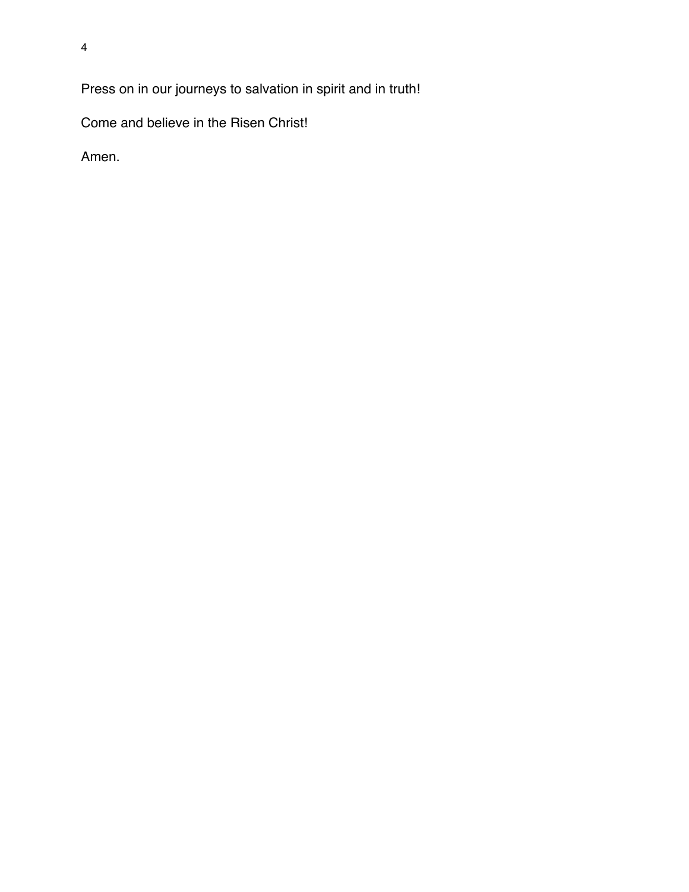Press on in our journeys to salvation in spirit and in truth!

Come and believe in the Risen Christ!

Amen.